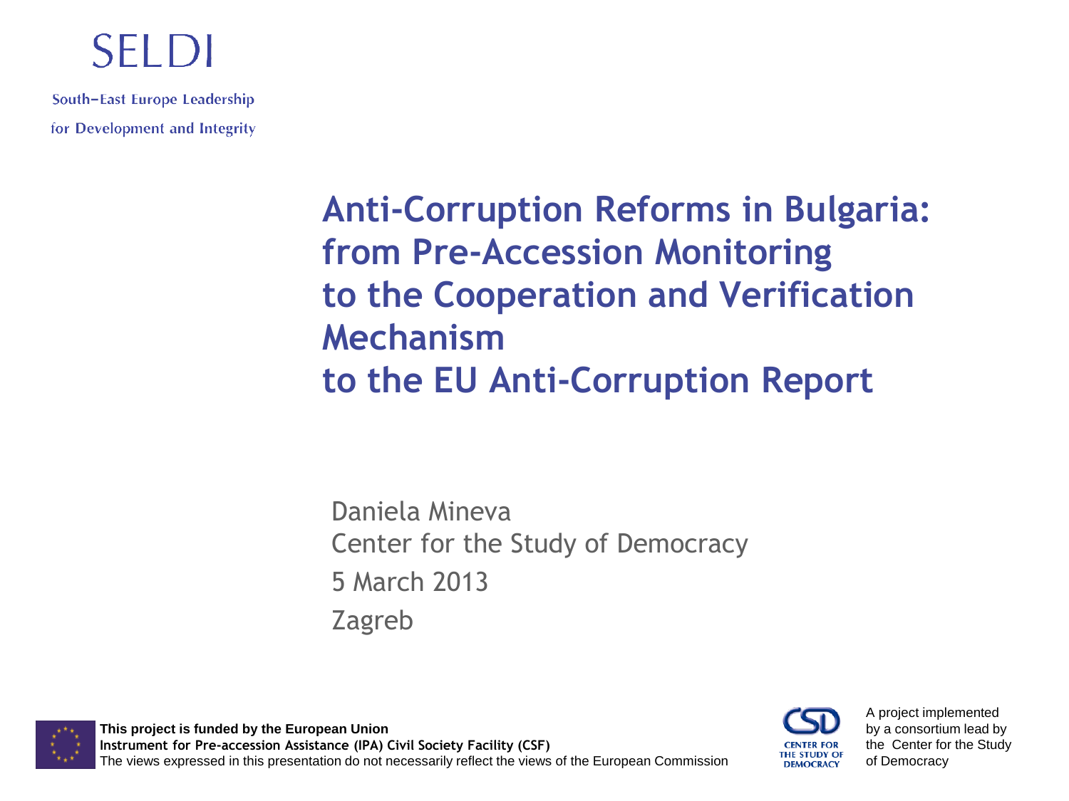SELDI

South–East Europe Leadership
for Development and Integrity

# Anti-Corruption Reforms in Bulgaria: from Pre-Accession Monitoring to the Cooperation and Verification Mechanism to the EU Anti-Corruption Report

Daniela Mineva

Center for the Study of Democracy

5 March 2013

Zagreb

**This project is funded by the European Union**
**Instrument for Pre-accession Assistance (IPA) Civil Society Facility (CSF)**
The views expressed in this presentation do not necessarily reflect the views of the European Commission

CSD – CENTER FOR THE STUDY OF DEMOCRACY

A project implemented by a consortium lead by the Center for the Study of Democracy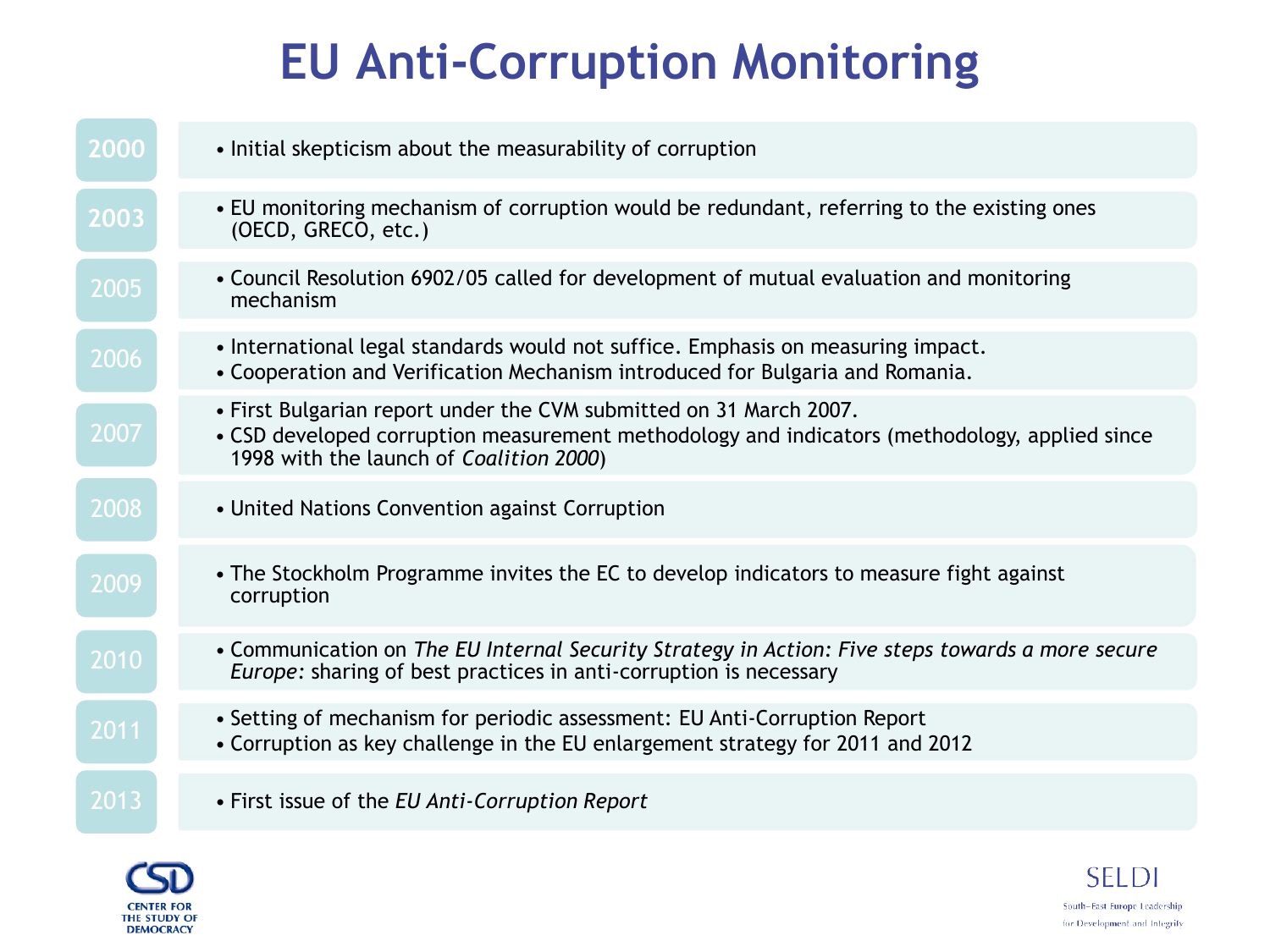# EU Anti-Corruption Monitoring

| Year | Event |
|---|---|
| 2000 | • Initial skepticism about the measurability of corruption |
| 2003 | • EU monitoring mechanism of corruption would be redundant, referring to the existing ones (OECD, GRECO, etc.) |
| 2005 | • Council Resolution 6902/05 called for development of mutual evaluation and monitoring mechanism |
| 2006 | • International legal standards would not suffice. Emphasis on measuring impact.<br>• Cooperation and Verification Mechanism introduced for Bulgaria and Romania. |
| 2007 | • First Bulgarian report under the CVM submitted on 31 March 2007.<br>• CSD developed corruption measurement methodology and indicators (methodology, applied since 1998 with the launch of *Coalition 2000*) |
| 2008 | • United Nations Convention against Corruption |
| 2009 | • The Stockholm Programme invites the EC to develop indicators to measure fight against corruption |
| 2010 | • Communication on *The EU Internal Security Strategy in Action: Five steps towards a more secure Europe:* sharing of best practices in anti-corruption is necessary |
| 2011 | • Setting of mechanism for periodic assessment: EU Anti-Corruption Report<br>• Corruption as key challenge in the EU enlargement strategy for 2011 and 2012 |
| 2013 | • First issue of the *EU Anti-Corruption Report* |

CSD CENTER FOR THE STUDY OF DEMOCRACY

SELDI South-East Europe Leadership for Development and Integrity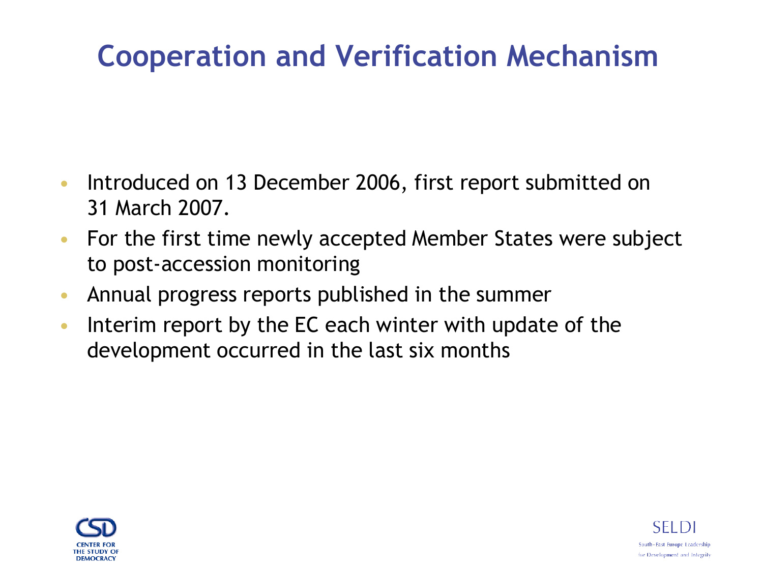# Cooperation and Verification Mechanism

- Introduced on 13 December 2006, first report submitted on 31 March 2007.
- For the first time newly accepted Member States were subject to post-accession monitoring
- Annual progress reports published in the summer
- Interim report by the EC each winter with update of the development occurred in the last six months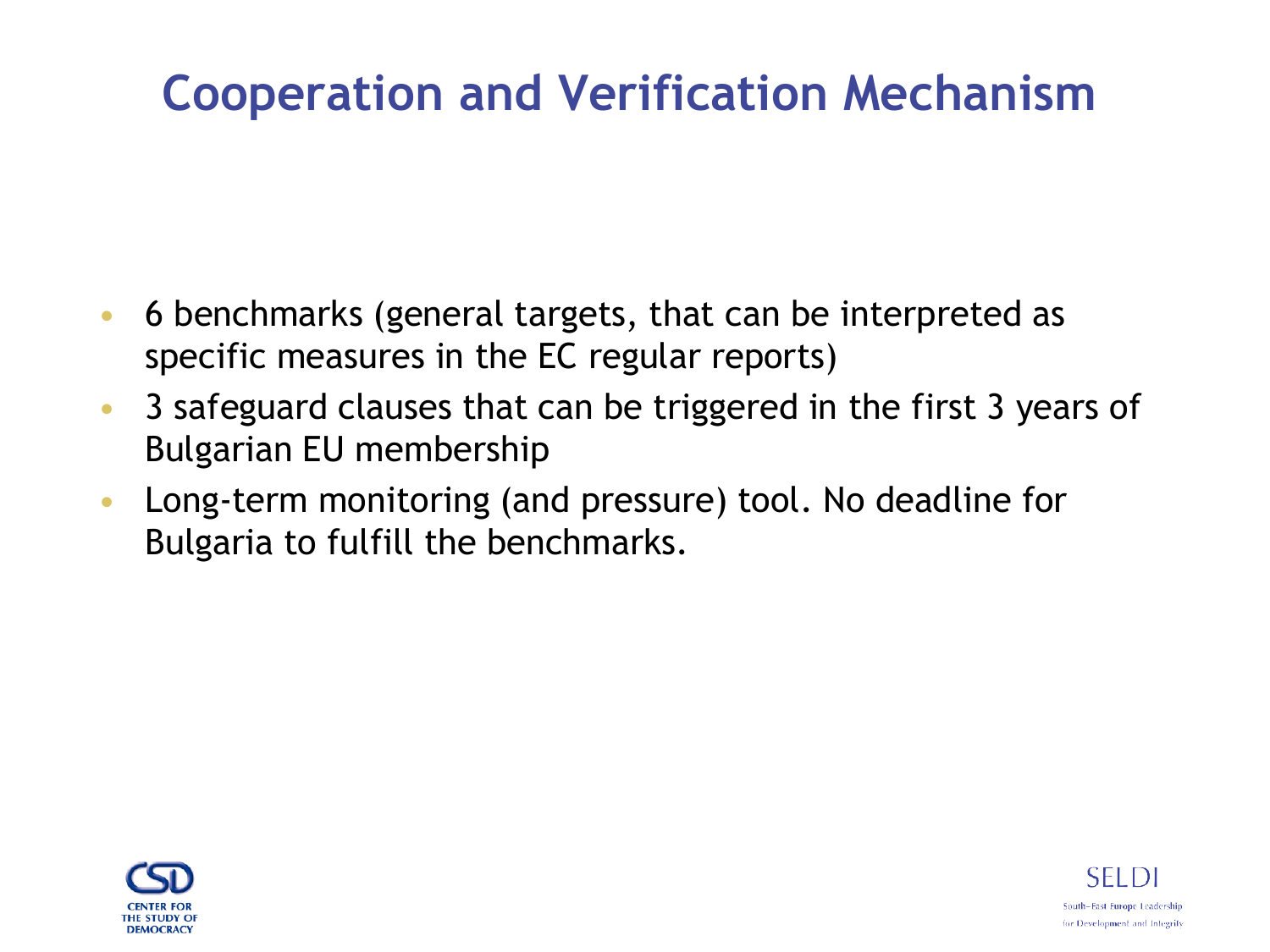# Cooperation and Verification Mechanism

- 6 benchmarks (general targets, that can be interpreted as specific measures in the EC regular reports)
- 3 safeguard clauses that can be triggered in the first 3 years of Bulgarian EU membership
- Long-term monitoring (and pressure) tool. No deadline for Bulgaria to fulfill the benchmarks.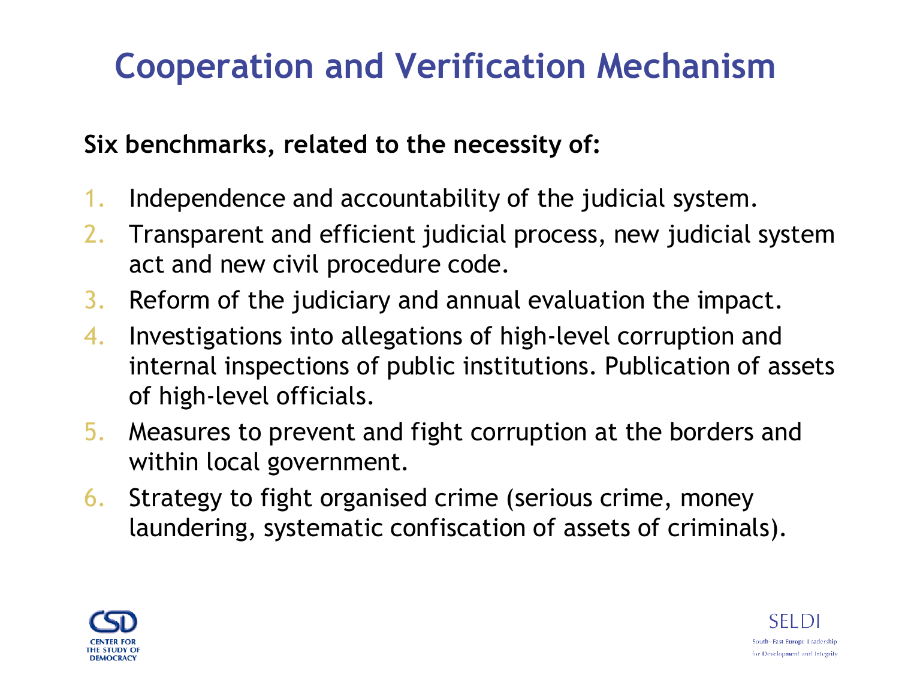# Cooperation and Verification Mechanism

**Six benchmarks, related to the necessity of:**

1. Independence and accountability of the judicial system.
2. Transparent and efficient judicial process, new judicial system act and new civil procedure code.
3. Reform of the judiciary and annual evaluation the impact.
4. Investigations into allegations of high-level corruption and internal inspections of public institutions. Publication of assets of high-level officials.
5. Measures to prevent and fight corruption at the borders and within local government.
6. Strategy to fight organised crime (serious crime, money laundering, systematic confiscation of assets of criminals).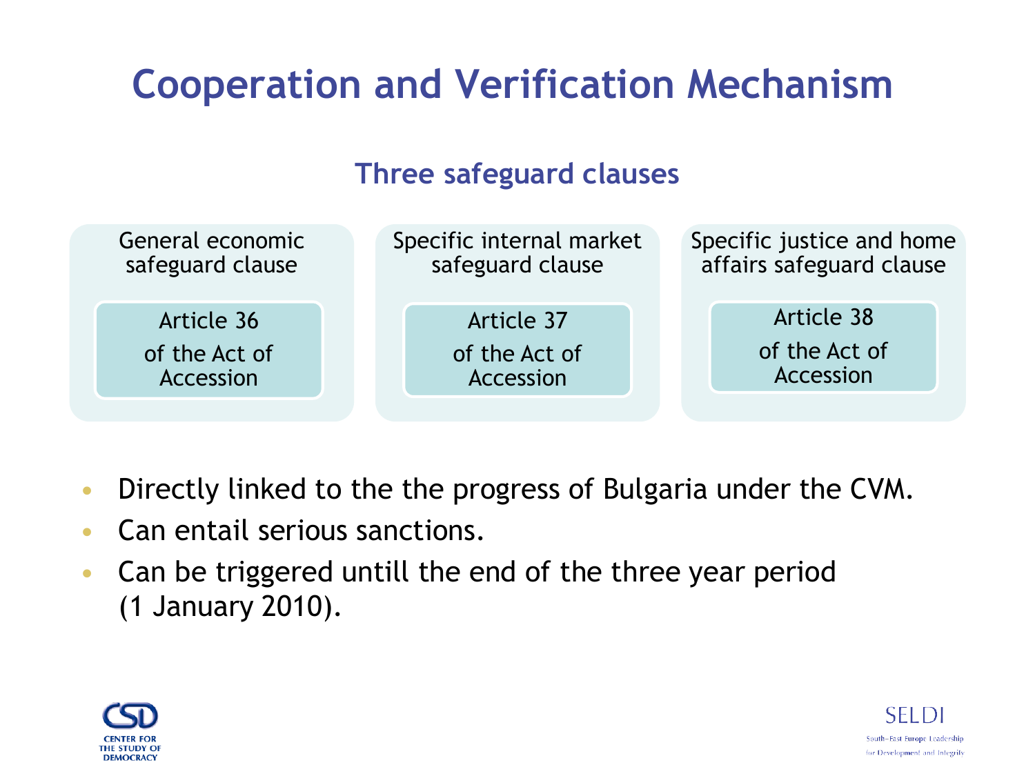# Cooperation and Verification Mechanism

## Three safeguard clauses

| General economic safeguard clause | Specific internal market safeguard clause | Specific justice and home affairs safeguard clause |
| --- | --- | --- |
| Article 36 of the Act of Accession | Article 37 of the Act of Accession | Article 38 of the Act of Accession |

- Directly linked to the the progress of Bulgaria under the CVM.
- Can entail serious sanctions.
- Can be triggered untill the end of the three year period (1 January 2010).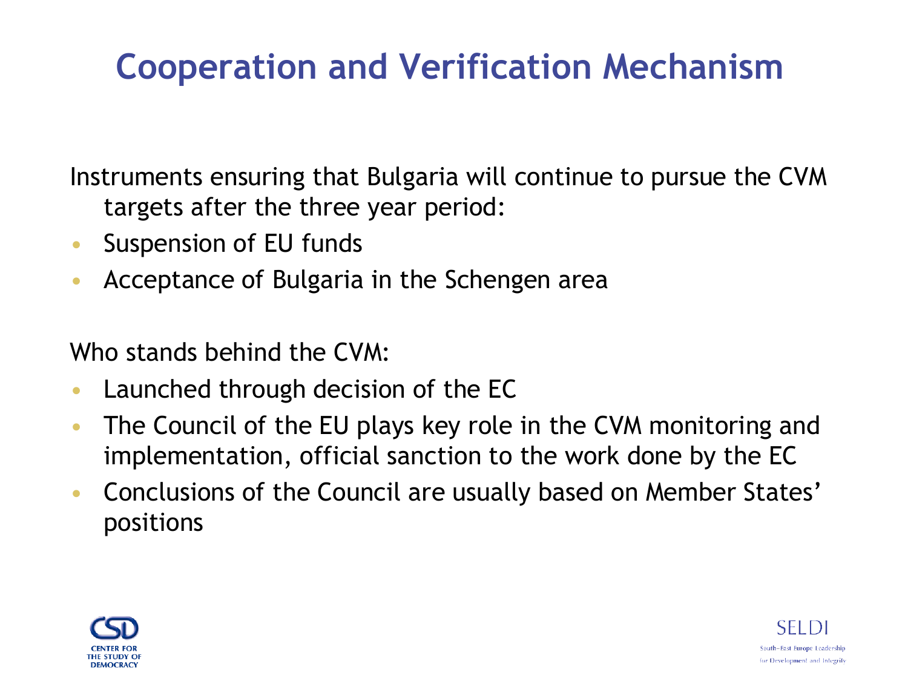# Cooperation and Verification Mechanism

Instruments ensuring that Bulgaria will continue to pursue the CVM targets after the three year period:

- Suspension of EU funds
- Acceptance of Bulgaria in the Schengen area

Who stands behind the CVM:

- Launched through decision of the EC
- The Council of the EU plays key role in the CVM monitoring and implementation, official sanction to the work done by the EC
- Conclusions of the Council are usually based on Member States' positions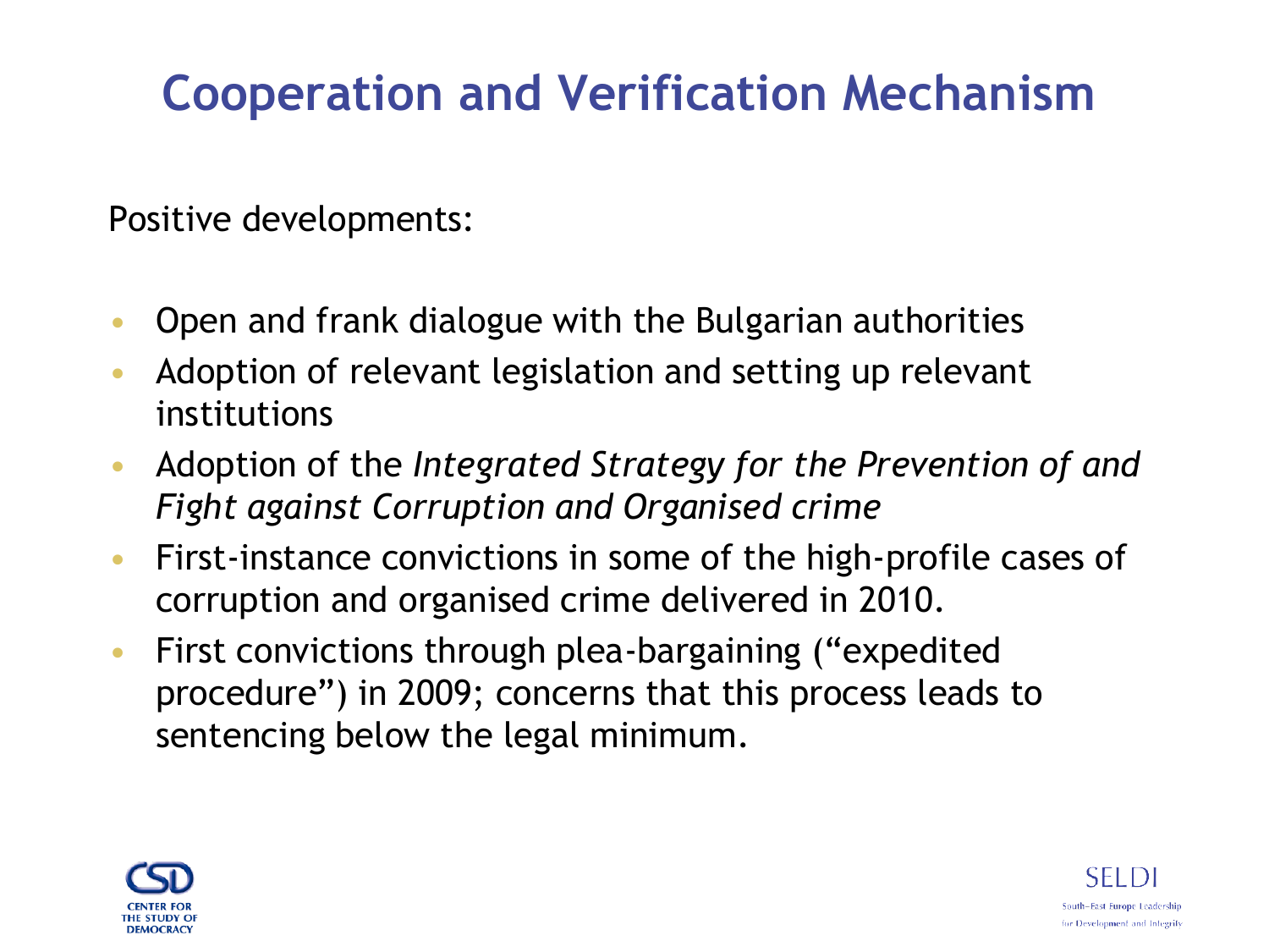# Cooperation and Verification Mechanism

Positive developments:

- Open and frank dialogue with the Bulgarian authorities
- Adoption of relevant legislation and setting up relevant institutions
- Adoption of the *Integrated Strategy for the Prevention of and Fight against Corruption and Organised crime*
- First-instance convictions in some of the high-profile cases of corruption and organised crime delivered in 2010.
- First convictions through plea-bargaining ("expedited procedure") in 2009; concerns that this process leads to sentencing below the legal minimum.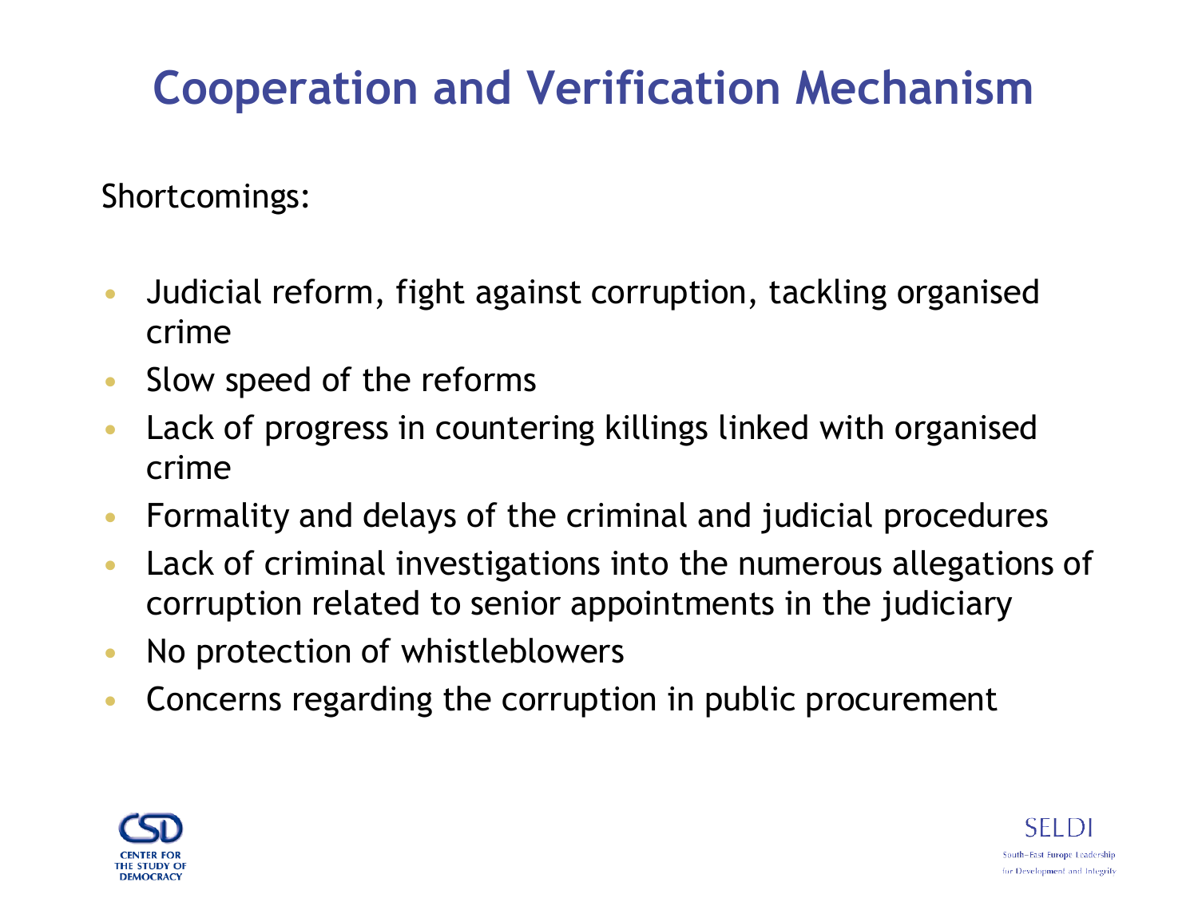# Cooperation and Verification Mechanism

Shortcomings:

- Judicial reform, fight against corruption, tackling organised crime
- Slow speed of the reforms
- Lack of progress in countering killings linked with organised crime
- Formality and delays of the criminal and judicial procedures
- Lack of criminal investigations into the numerous allegations of corruption related to senior appointments in the judiciary
- No protection of whistleblowers
- Concerns regarding the corruption in public procurement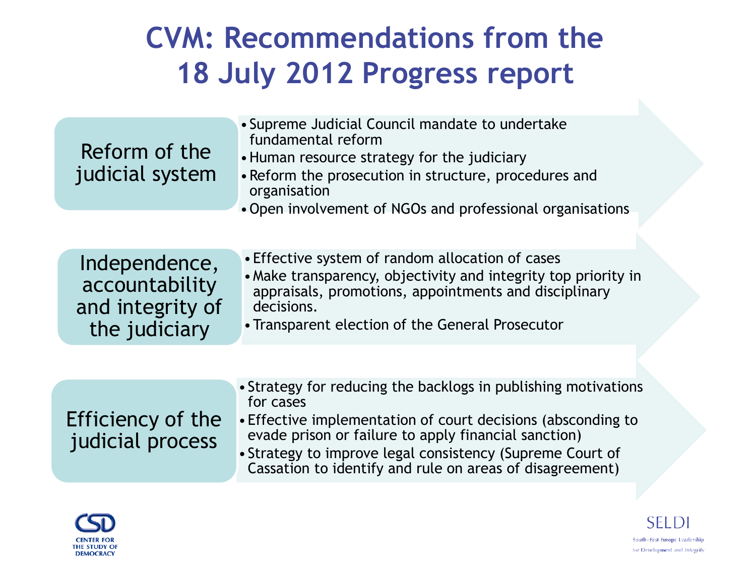# CVM: Recommendations from the 18 July 2012 Progress report

## Reform of the judicial system

- Supreme Judicial Council mandate to undertake fundamental reform
- Human resource strategy for the judiciary
- Reform the prosecution in structure, procedures and organisation
- Open involvement of NGOs and professional organisations

## Independence, accountability and integrity of the judiciary

- Effective system of random allocation of cases
- Make transparency, objectivity and integrity top priority in appraisals, promotions, appointments and disciplinary decisions.
- Transparent election of the General Prosecutor

## Efficiency of the judicial process

- Strategy for reducing the backlogs in publishing motivations for cases
- Effective implementation of court decisions (absconding to evade prison or failure to apply financial sanction)
- Strategy to improve legal consistency (Supreme Court of Cassation to identify and rule on areas of disagreement)

CENTER FOR THE STUDY OF DEMOCRACY

SELDI South-East Europe Leadership for Development and Integrity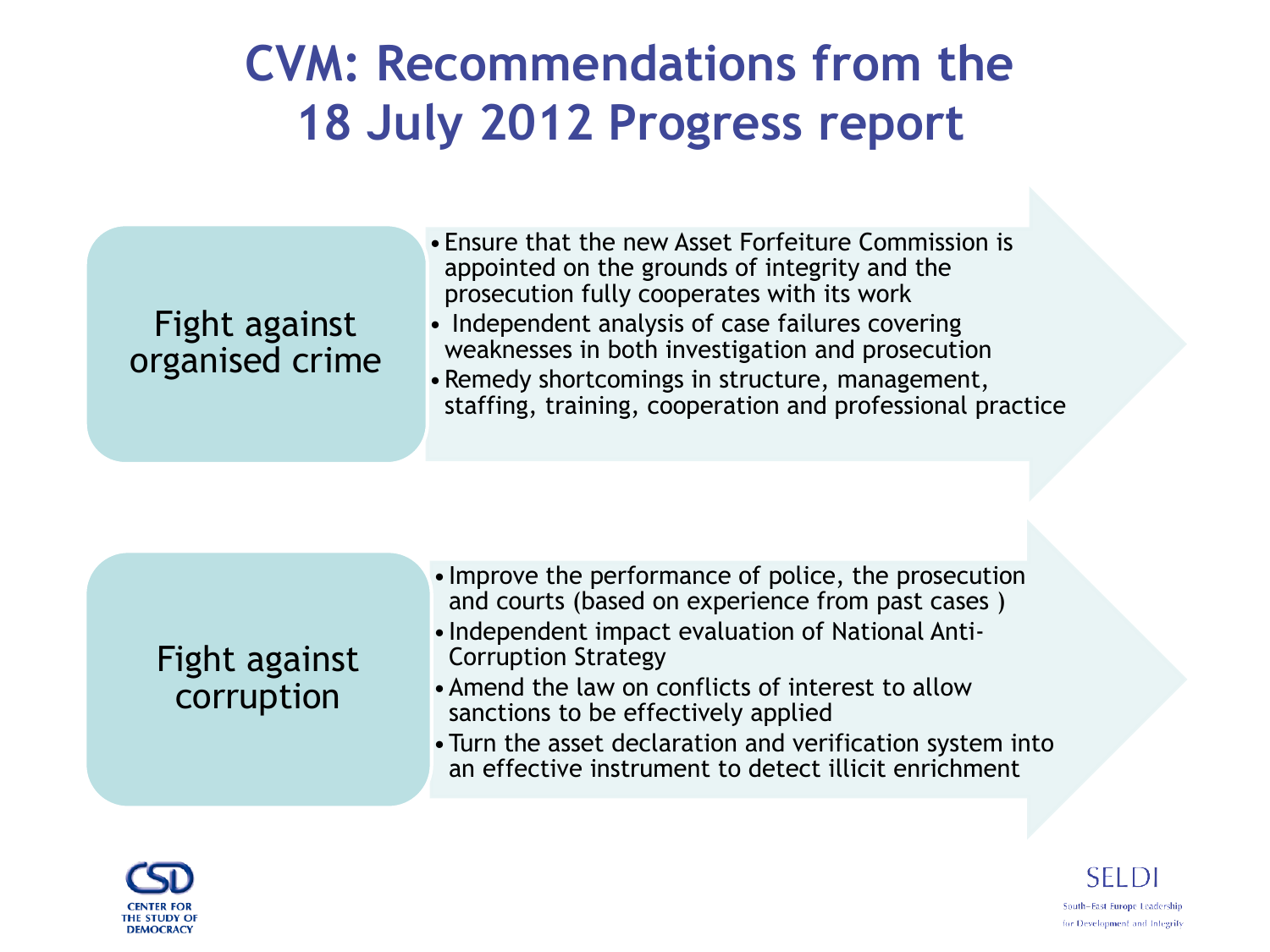# CVM: Recommendations from the 18 July 2012 Progress report

## Fight against organised crime

- Ensure that the new Asset Forfeiture Commission is appointed on the grounds of integrity and the prosecution fully cooperates with its work
- Independent analysis of case failures covering weaknesses in both investigation and prosecution
- Remedy shortcomings in structure, management, staffing, training, cooperation and professional practice

## Fight against corruption

- Improve the performance of police, the prosecution and courts (based on experience from past cases )
- Independent impact evaluation of National Anti-Corruption Strategy
- Amend the law on conflicts of interest to allow sanctions to be effectively applied
- Turn the asset declaration and verification system into an effective instrument to detect illicit enrichment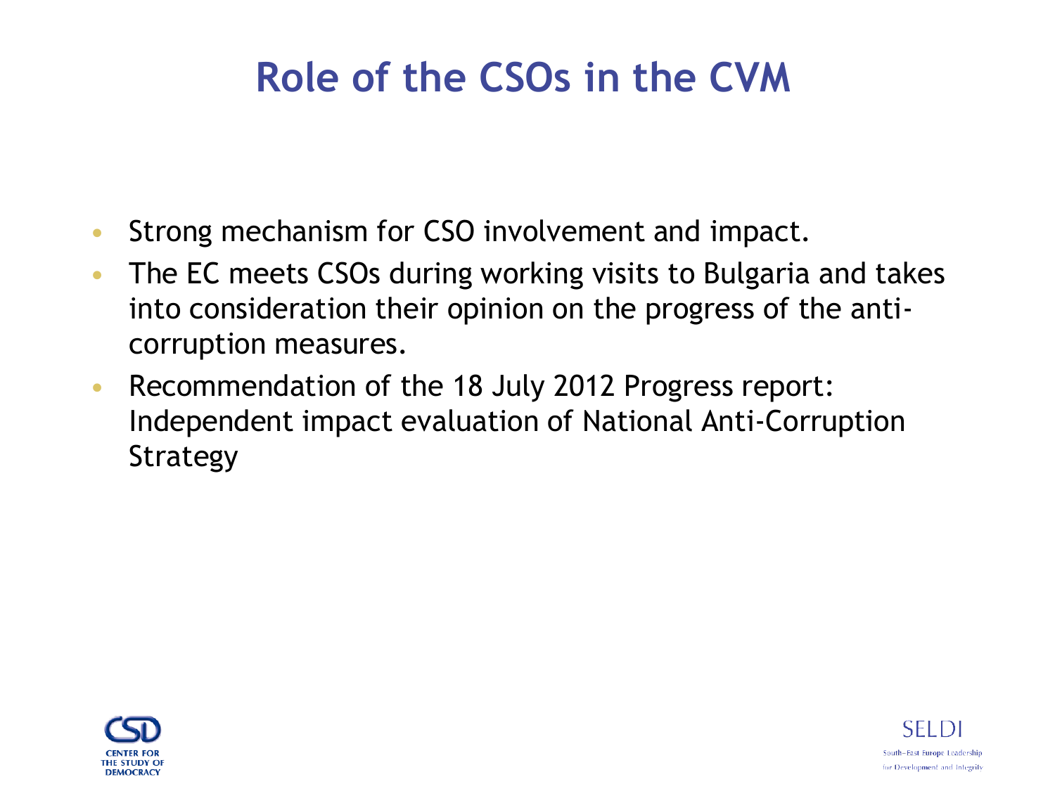# Role of the CSOs in the CVM

- Strong mechanism for CSO involvement and impact.
- The EC meets CSOs during working visits to Bulgaria and takes into consideration their opinion on the progress of the anti-corruption measures.
- Recommendation of the 18 July 2012 Progress report: Independent impact evaluation of National Anti-Corruption Strategy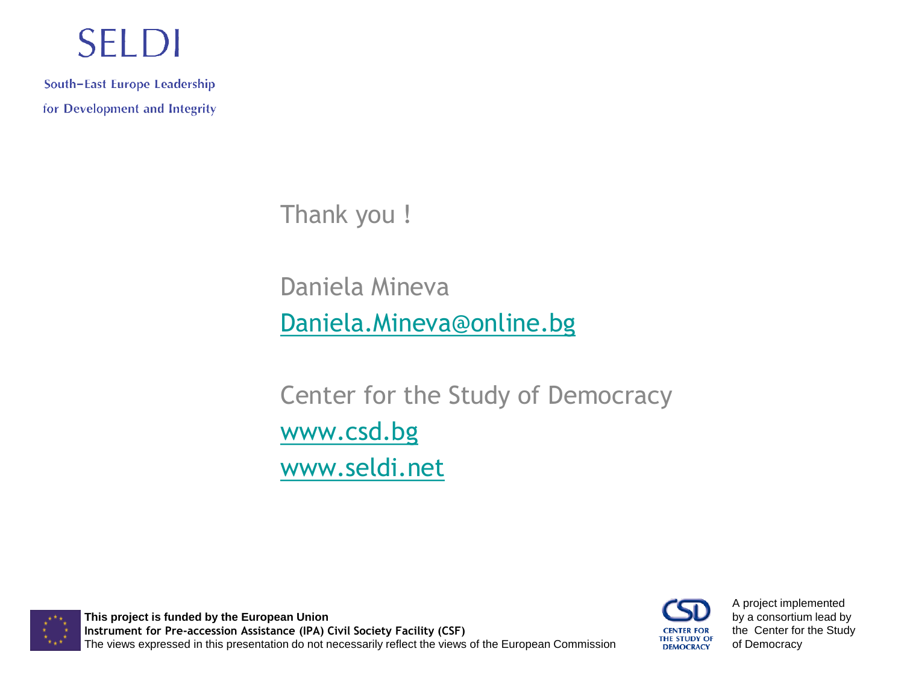SELDI

South–East Europe Leadership for Development and Integrity

Thank you !

Daniela Mineva
Daniela.Mineva@online.bg

Center for the Study of Democracy
www.csd.bg
www.seldi.net

**This project is funded by the European Union**
**Instrument for Pre-accession Assistance (IPA) Civil Society Facility (CSF)**
The views expressed in this presentation do not necessarily reflect the views of the European Commission

CSD
CENTER FOR THE STUDY OF DEMOCRACY

A project implemented by a consortium lead by the Center for the Study of Democracy